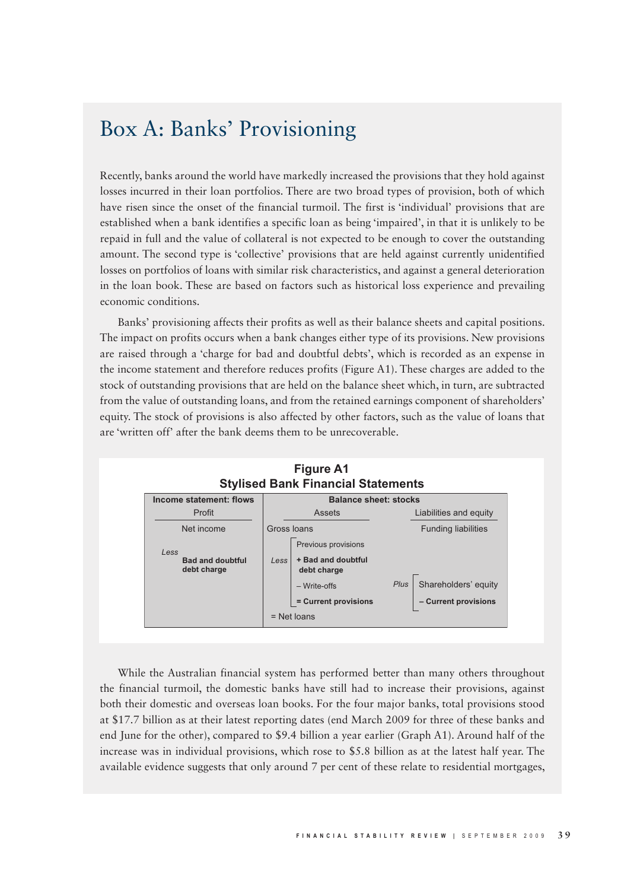# Box A: Banks' Provisioning

Recently, banks around the world have markedly increased the provisions that they hold against losses incurred in their loan portfolios. There are two broad types of provision, both of which have risen since the onset of the financial turmoil. The first is 'individual' provisions that are established when a bank identifies a specific loan as being 'impaired', in that it is unlikely to be repaid in full and the value of collateral is not expected to be enough to cover the outstanding amount. The second type is 'collective' provisions that are held against currently unidentified losses on portfolios of loans with similar risk characteristics, and against a general deterioration in the loan book. These are based on factors such as historical loss experience and prevailing economic conditions.

Banks' provisioning affects their profits as well as their balance sheets and capital positions. The impact on profits occurs when a bank changes either type of its provisions. New provisions are raised through a 'charge for bad and doubtful debts', which is recorded as an expense in the income statement and therefore reduces profits (Figure A1). These charges are added to the stock of outstanding provisions that are held on the balance sheet which, in turn, are subtracted from the value of outstanding loans, and from the retained earnings component of shareholders' equity. The stock of provisions is also affected by other factors, such as the value of loans that are 'written off' after the bank deems them to be unrecoverable.

**Figure A1**
**Stylised Bank Financial Statements**

| Income statement: flows | Balance sheet: stocks | |
|---|---|---|
| Profit | Assets | Liabilities and equity |
| Net income | Gross loans | Funding liabilities |
| *Less* **Bad and doubtful debt charge** | *Less* [Previous provisions **+ Bad and doubtful debt charge** – Write-offs **= Current provisions**] | *Plus* [Shareholders' equity **– Current provisions**] |
| | = Net loans | |

While the Australian financial system has performed better than many others throughout the financial turmoil, the domestic banks have still had to increase their provisions, against both their domestic and overseas loan books. For the four major banks, total provisions stood at \$17.7 billion as at their latest reporting dates (end March 2009 for three of these banks and end June for the other), compared to \$9.4 billion a year earlier (Graph A1). Around half of the increase was in individual provisions, which rose to \$5.8 billion as at the latest half year. The available evidence suggests that only around 7 per cent of these relate to residential mortgages,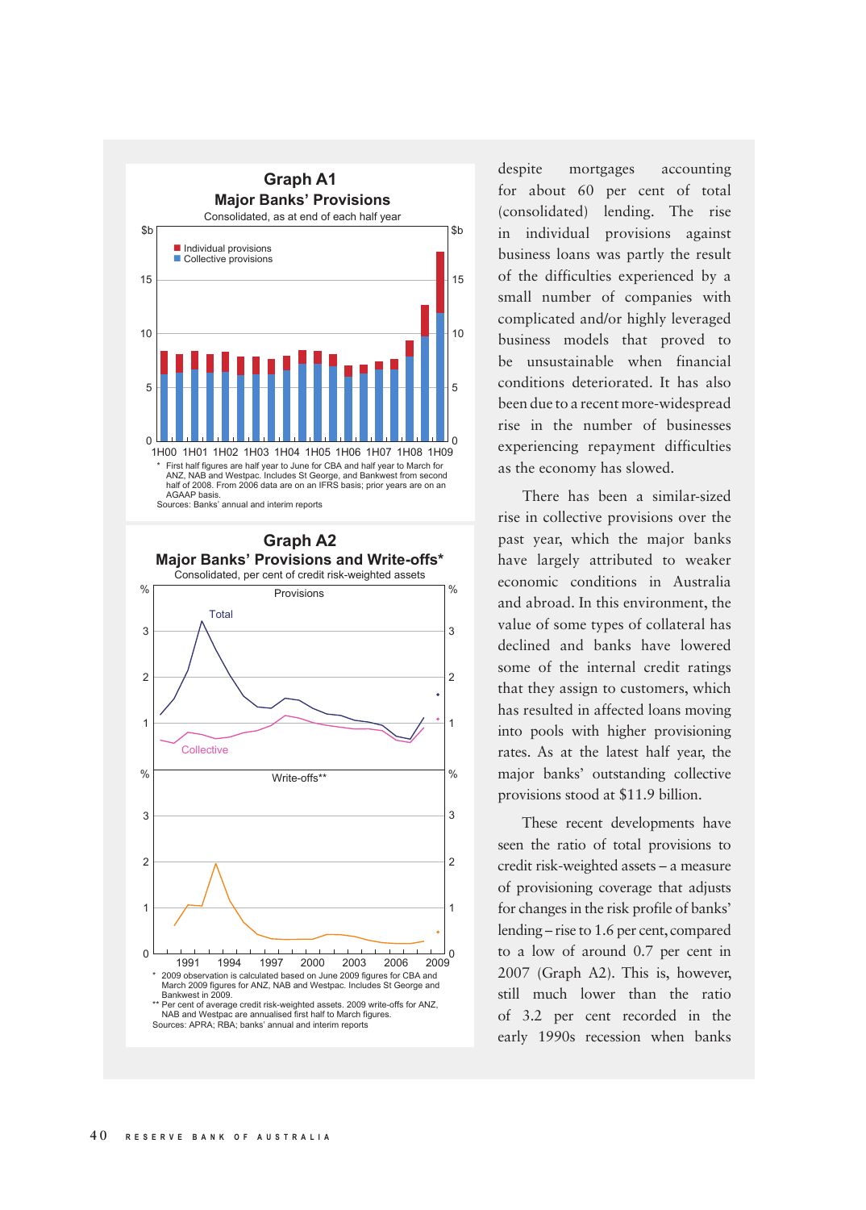**Graph A1**

**Major Banks' Provisions**

Consolidated, as at end of each half year

\* First half figures are half year to June for CBA and half year to March for ANZ, NAB and Westpac. Includes St George, and Bankwest from second half of 2008. From 2006 data are on an IFRS basis; prior years are on an AGAAP basis.

Sources: Banks' annual and interim reports

**Graph A2**

**Major Banks' Provisions and Write-offs\***

Consolidated, per cent of credit risk-weighted assets

\* 2009 observation is calculated based on June 2009 figures for CBA and March 2009 figures for ANZ, NAB and Westpac. Includes St George and Bankwest in 2009.

\*\* Per cent of average credit risk-weighted assets. 2009 write-offs for ANZ, NAB and Westpac are annualised first half to March figures.

Sources: APRA; RBA; banks' annual and interim reports

despite mortgages accounting for about 60 per cent of total (consolidated) lending. The rise in individual provisions against business loans was partly the result of the difficulties experienced by a small number of companies with complicated and/or highly leveraged business models that proved to be unsustainable when financial conditions deteriorated. It has also been due to a recent more-widespread rise in the number of businesses experiencing repayment difficulties as the economy has slowed.

There has been a similar-sized rise in collective provisions over the past year, which the major banks have largely attributed to weaker economic conditions in Australia and abroad. In this environment, the value of some types of collateral has declined and banks have lowered some of the internal credit ratings that they assign to customers, which has resulted in affected loans moving into pools with higher provisioning rates. As at the latest half year, the major banks' outstanding collective provisions stood at $11.9 billion.

These recent developments have seen the ratio of total provisions to credit risk-weighted assets – a measure of provisioning coverage that adjusts for changes in the risk profile of banks' lending – rise to 1.6 per cent, compared to a low of around 0.7 per cent in 2007 (Graph A2). This is, however, still much lower than the ratio of 3.2 per cent recorded in the early 1990s recession when banks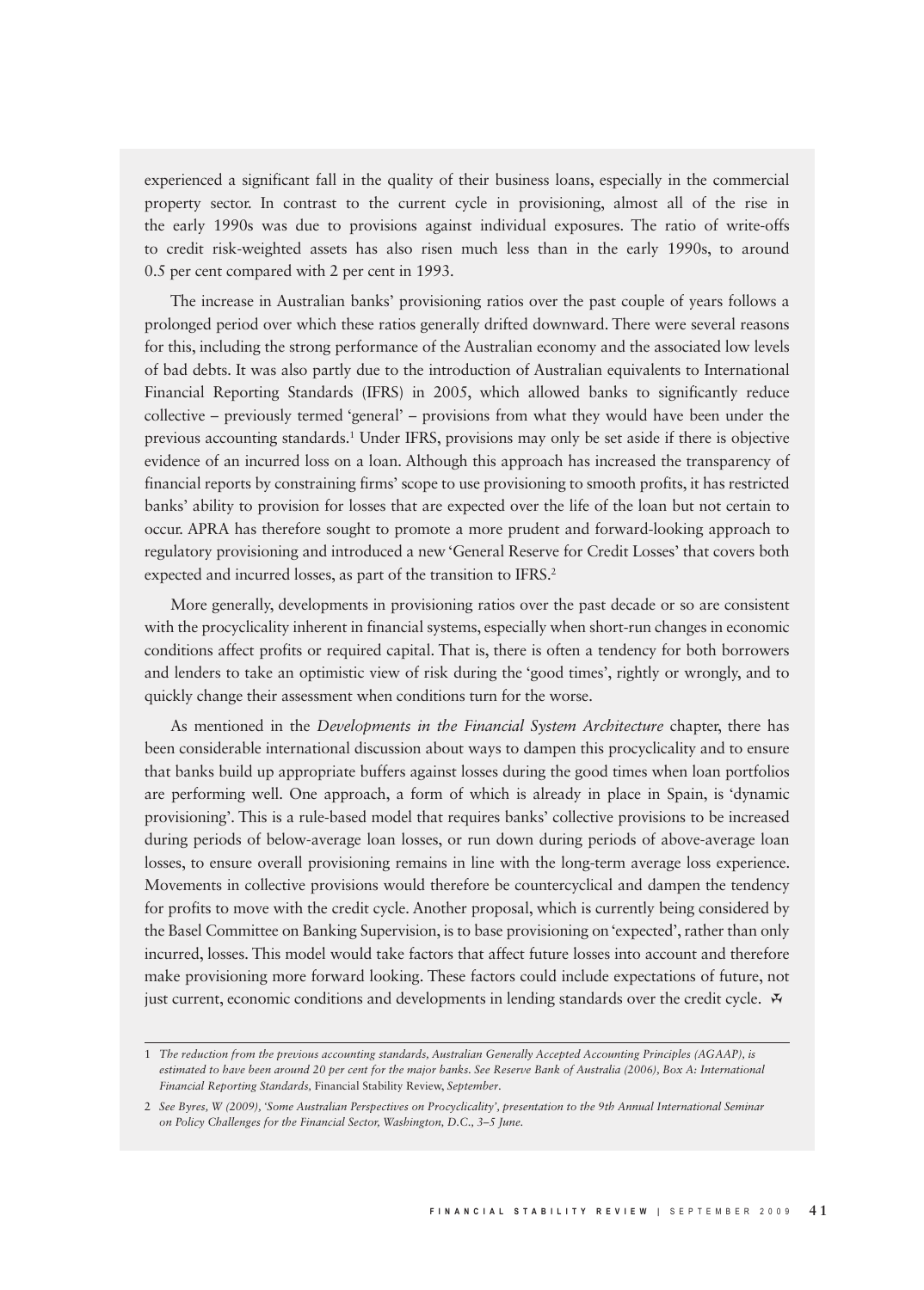experienced a significant fall in the quality of their business loans, especially in the commercial property sector. In contrast to the current cycle in provisioning, almost all of the rise in the early 1990s was due to provisions against individual exposures. The ratio of write-offs to credit risk-weighted assets has also risen much less than in the early 1990s, to around 0.5 per cent compared with 2 per cent in 1993.

The increase in Australian banks' provisioning ratios over the past couple of years follows a prolonged period over which these ratios generally drifted downward. There were several reasons for this, including the strong performance of the Australian economy and the associated low levels of bad debts. It was also partly due to the introduction of Australian equivalents to International Financial Reporting Standards (IFRS) in 2005, which allowed banks to significantly reduce collective – previously termed 'general' – provisions from what they would have been under the previous accounting standards.[1] Under IFRS, provisions may only be set aside if there is objective evidence of an incurred loss on a loan. Although this approach has increased the transparency of financial reports by constraining firms' scope to use provisioning to smooth profits, it has restricted banks' ability to provision for losses that are expected over the life of the loan but not certain to occur. APRA has therefore sought to promote a more prudent and forward-looking approach to regulatory provisioning and introduced a new 'General Reserve for Credit Losses' that covers both expected and incurred losses, as part of the transition to IFRS.[2]

More generally, developments in provisioning ratios over the past decade or so are consistent with the procyclicality inherent in financial systems, especially when short-run changes in economic conditions affect profits or required capital. That is, there is often a tendency for both borrowers and lenders to take an optimistic view of risk during the 'good times', rightly or wrongly, and to quickly change their assessment when conditions turn for the worse.

As mentioned in the *Developments in the Financial System Architecture* chapter, there has been considerable international discussion about ways to dampen this procyclicality and to ensure that banks build up appropriate buffers against losses during the good times when loan portfolios are performing well. One approach, a form of which is already in place in Spain, is 'dynamic provisioning'. This is a rule-based model that requires banks' collective provisions to be increased during periods of below-average loan losses, or run down during periods of above-average loan losses, to ensure overall provisioning remains in line with the long-term average loss experience. Movements in collective provisions would therefore be countercyclical and dampen the tendency for profits to move with the credit cycle. Another proposal, which is currently being considered by the Basel Committee on Banking Supervision, is to base provisioning on 'expected', rather than only incurred, losses. This model would take factors that affect future losses into account and therefore make provisioning more forward looking. These factors could include expectations of future, not just current, economic conditions and developments in lending standards over the credit cycle.

---

1 *The reduction from the previous accounting standards, Australian Generally Accepted Accounting Principles (AGAAP), is estimated to have been around 20 per cent for the major banks. See Reserve Bank of Australia (2006), Box A: International Financial Reporting Standards,* Financial Stability Review, *September.*

2 *See Byres, W (2009), 'Some Australian Perspectives on Procyclicality', presentation to the 9th Annual International Seminar on Policy Challenges for the Financial Sector, Washington, D.C., 3–5 June.*